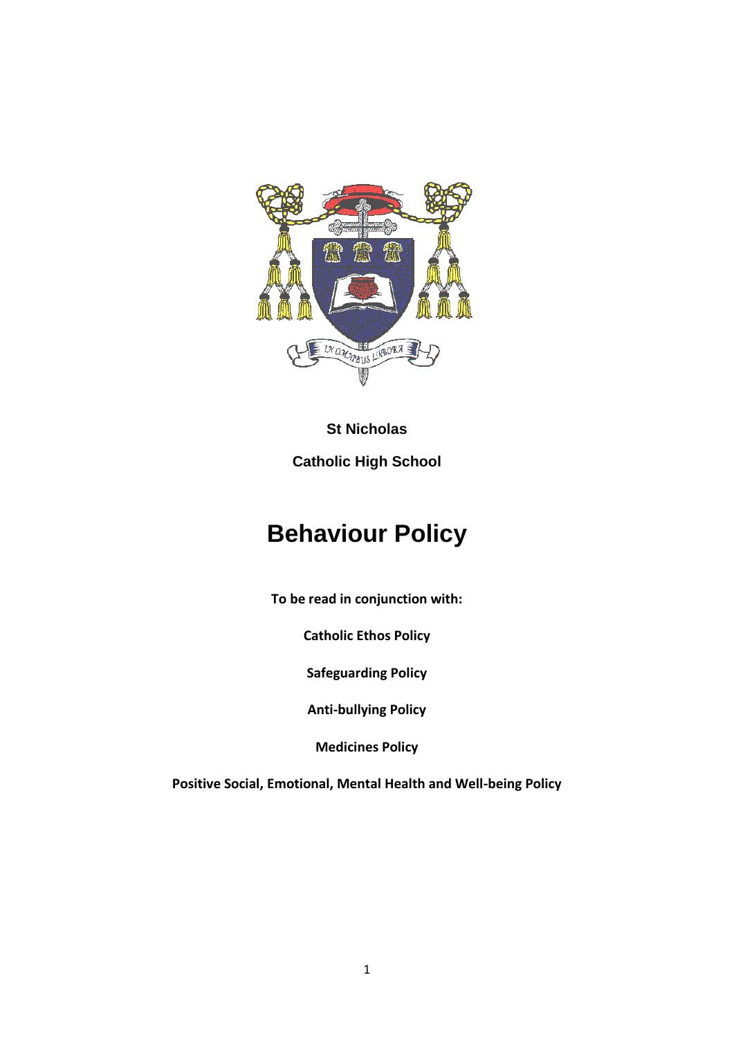**St Nicholas**

**Catholic High School**

# Behaviour Policy

**To be read in conjunction with:**

**Catholic Ethos Policy**

**Safeguarding Policy**

**Anti-bullying Policy**

**Medicines Policy**

**Positive Social, Emotional, Mental Health and Well-being Policy**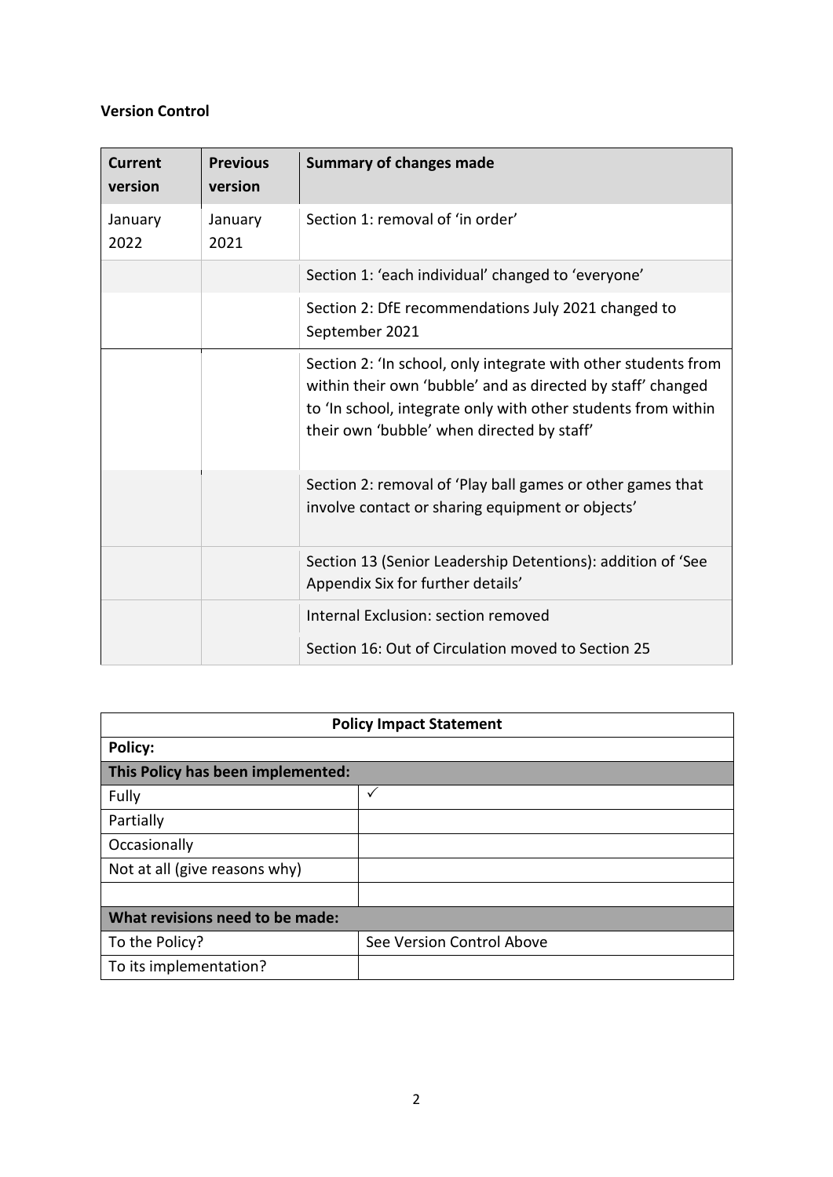**Version Control**

| Current version | Previous version | Summary of changes made |
|---|---|---|
| January 2022 | January 2021 | Section 1: removal of 'in order' |
| | | Section 1: 'each individual' changed to 'everyone' |
| | | Section 2: DfE recommendations July 2021 changed to September 2021 |
| | | Section 2: 'In school, only integrate with other students from within their own 'bubble' and as directed by staff' changed to 'In school, integrate only with other students from within their own 'bubble' when directed by staff' |
| | | Section 2: removal of 'Play ball games or other games that involve contact or sharing equipment or objects' |
| | | Section 13 (Senior Leadership Detentions): addition of 'See Appendix Six for further details' |
| | | Internal Exclusion: section removed |
| | | Section 16: Out of Circulation moved to Section 25 |

| Policy Impact Statement | |
|---|---|
| **Policy:** | |
| **This Policy has been implemented:** | |
| Fully | ✓ |
| Partially | |
| Occasionally | |
| Not at all (give reasons why) | |
| | |
| **What revisions need to be made:** | |
| To the Policy? | See Version Control Above |
| To its implementation? | |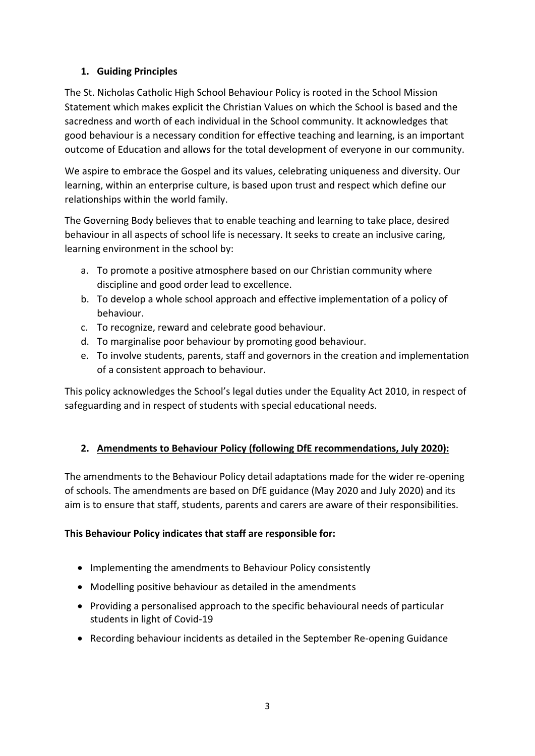## 1. Guiding Principles

The St. Nicholas Catholic High School Behaviour Policy is rooted in the School Mission Statement which makes explicit the Christian Values on which the School is based and the sacredness and worth of each individual in the School community. It acknowledges that good behaviour is a necessary condition for effective teaching and learning, is an important outcome of Education and allows for the total development of everyone in our community.

We aspire to embrace the Gospel and its values, celebrating uniqueness and diversity. Our learning, within an enterprise culture, is based upon trust and respect which define our relationships within the world family.

The Governing Body believes that to enable teaching and learning to take place, desired behaviour in all aspects of school life is necessary. It seeks to create an inclusive caring, learning environment in the school by:

a. To promote a positive atmosphere based on our Christian community where discipline and good order lead to excellence.
b. To develop a whole school approach and effective implementation of a policy of behaviour.
c. To recognize, reward and celebrate good behaviour.
d. To marginalise poor behaviour by promoting good behaviour.
e. To involve students, parents, staff and governors in the creation and implementation of a consistent approach to behaviour.

This policy acknowledges the School's legal duties under the Equality Act 2010, in respect of safeguarding and in respect of students with special educational needs.

## 2. Amendments to Behaviour Policy (following DfE recommendations, July 2020):

The amendments to the Behaviour Policy detail adaptations made for the wider re-opening of schools. The amendments are based on DfE guidance (May 2020 and July 2020) and its aim is to ensure that staff, students, parents and carers are aware of their responsibilities.

**This Behaviour Policy indicates that staff are responsible for:**

- Implementing the amendments to Behaviour Policy consistently
- Modelling positive behaviour as detailed in the amendments
- Providing a personalised approach to the specific behavioural needs of particular students in light of Covid-19
- Recording behaviour incidents as detailed in the September Re-opening Guidance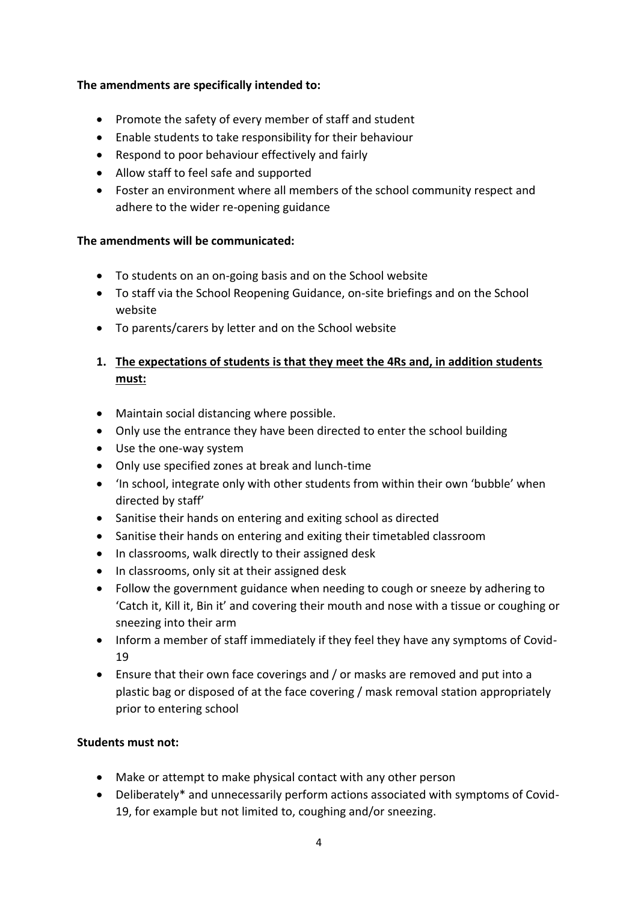**The amendments are specifically intended to:**

- Promote the safety of every member of staff and student
- Enable students to take responsibility for their behaviour
- Respond to poor behaviour effectively and fairly
- Allow staff to feel safe and supported
- Foster an environment where all members of the school community respect and adhere to the wider re-opening guidance

**The amendments will be communicated:**

- To students on an on-going basis and on the School website
- To staff via the School Reopening Guidance, on-site briefings and on the School website
- To parents/carers by letter and on the School website

1. **<u>The expectations of students is that they meet the 4Rs and, in addition students must:</u>**

- Maintain social distancing where possible.
- Only use the entrance they have been directed to enter the school building
- Use the one-way system
- Only use specified zones at break and lunch-time
- 'In school, integrate only with other students from within their own 'bubble' when directed by staff'
- Sanitise their hands on entering and exiting school as directed
- Sanitise their hands on entering and exiting their timetabled classroom
- In classrooms, walk directly to their assigned desk
- In classrooms, only sit at their assigned desk
- Follow the government guidance when needing to cough or sneeze by adhering to 'Catch it, Kill it, Bin it' and covering their mouth and nose with a tissue or coughing or sneezing into their arm
- Inform a member of staff immediately if they feel they have any symptoms of Covid-19
- Ensure that their own face coverings and / or masks are removed and put into a plastic bag or disposed of at the face covering / mask removal station appropriately prior to entering school

**Students must not:**

- Make or attempt to make physical contact with any other person
- Deliberately* and unnecessarily perform actions associated with symptoms of Covid-19, for example but not limited to, coughing and/or sneezing.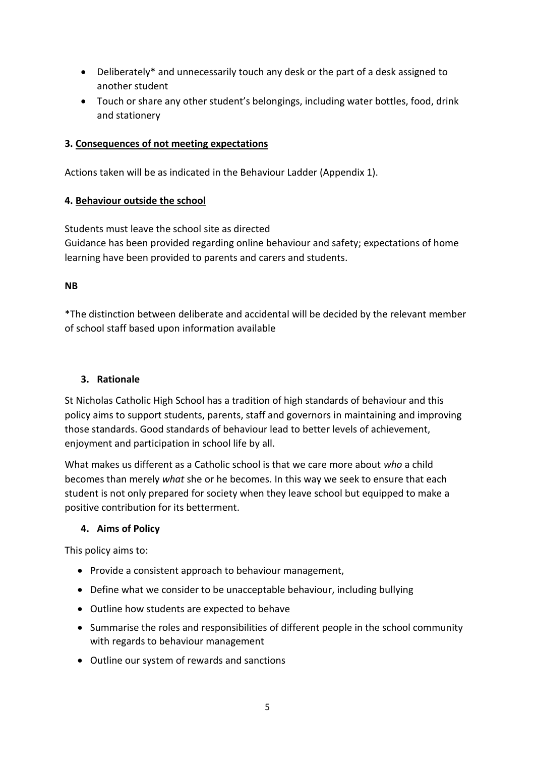- Deliberately* and unnecessarily touch any desk or the part of a desk assigned to another student
- Touch or share any other student's belongings, including water bottles, food, drink and stationery

### 3. Consequences of not meeting expectations

Actions taken will be as indicated in the Behaviour Ladder (Appendix 1).

### 4. Behaviour outside the school

Students must leave the school site as directed
Guidance has been provided regarding online behaviour and safety; expectations of home learning have been provided to parents and carers and students.

**NB**

*The distinction between deliberate and accidental will be decided by the relevant member of school staff based upon information available

## 3. Rationale

St Nicholas Catholic High School has a tradition of high standards of behaviour and this policy aims to support students, parents, staff and governors in maintaining and improving those standards. Good standards of behaviour lead to better levels of achievement, enjoyment and participation in school life by all.

What makes us different as a Catholic school is that we care more about *who* a child becomes than merely *what* she or he becomes. In this way we seek to ensure that each student is not only prepared for society when they leave school but equipped to make a positive contribution for its betterment.

## 4. Aims of Policy

This policy aims to:

- Provide a consistent approach to behaviour management,
- Define what we consider to be unacceptable behaviour, including bullying
- Outline how students are expected to behave
- Summarise the roles and responsibilities of different people in the school community with regards to behaviour management
- Outline our system of rewards and sanctions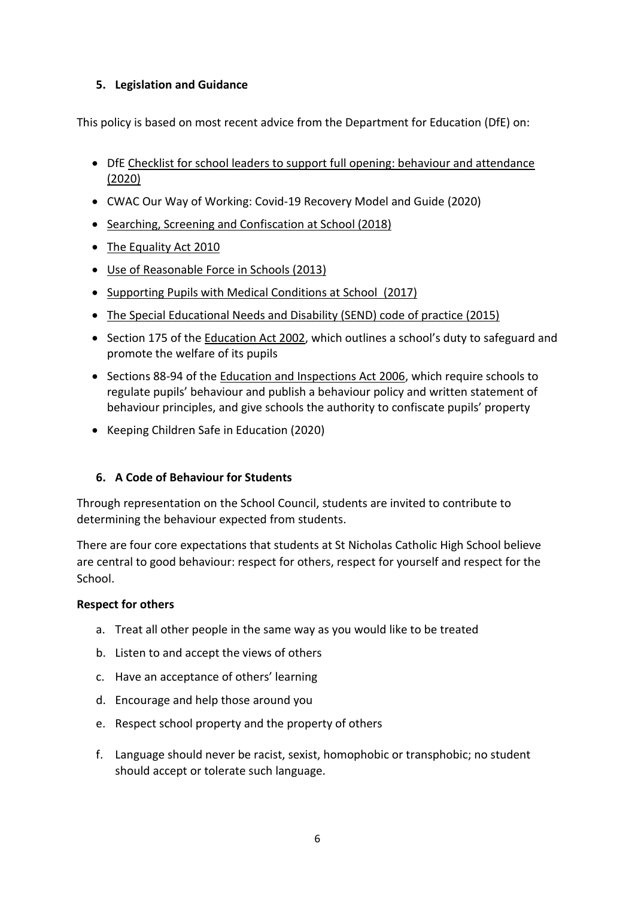## 5. Legislation and Guidance

This policy is based on most recent advice from the Department for Education (DfE) on:

- DfE Checklist for school leaders to support full opening: behaviour and attendance (2020)
- CWAC Our Way of Working: Covid-19 Recovery Model and Guide (2020)
- Searching, Screening and Confiscation at School (2018)
- The Equality Act 2010
- Use of Reasonable Force in Schools (2013)
- Supporting Pupils with Medical Conditions at School (2017)
- The Special Educational Needs and Disability (SEND) code of practice (2015)
- Section 175 of the Education Act 2002, which outlines a school's duty to safeguard and promote the welfare of its pupils
- Sections 88-94 of the Education and Inspections Act 2006, which require schools to regulate pupils' behaviour and publish a behaviour policy and written statement of behaviour principles, and give schools the authority to confiscate pupils' property
- Keeping Children Safe in Education (2020)

## 6. A Code of Behaviour for Students

Through representation on the School Council, students are invited to contribute to determining the behaviour expected from students.

There are four core expectations that students at St Nicholas Catholic High School believe are central to good behaviour: respect for others, respect for yourself and respect for the School.

**Respect for others**

a. Treat all other people in the same way as you would like to be treated
b. Listen to and accept the views of others
c. Have an acceptance of others' learning
d. Encourage and help those around you
e. Respect school property and the property of others
f. Language should never be racist, sexist, homophobic or transphobic; no student should accept or tolerate such language.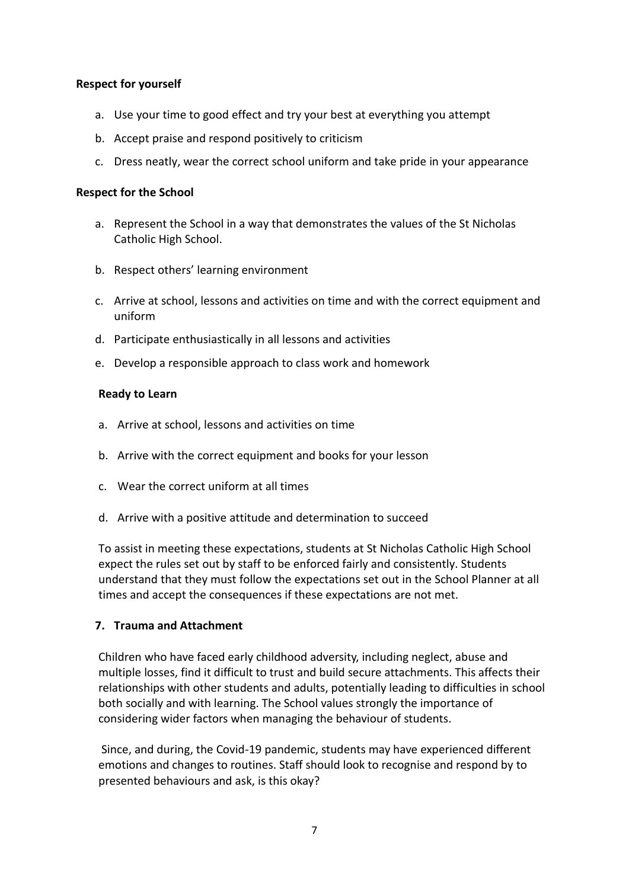**Respect for yourself**

a. Use your time to good effect and try your best at everything you attempt
b. Accept praise and respond positively to criticism
c. Dress neatly, wear the correct school uniform and take pride in your appearance

**Respect for the School**

a. Represent the School in a way that demonstrates the values of the St Nicholas Catholic High School.
b. Respect others' learning environment
c. Arrive at school, lessons and activities on time and with the correct equipment and uniform
d. Participate enthusiastically in all lessons and activities
e. Develop a responsible approach to class work and homework

**Ready to Learn**

a. Arrive at school, lessons and activities on time
b. Arrive with the correct equipment and books for your lesson
c. Wear the correct uniform at all times
d. Arrive with a positive attitude and determination to succeed

To assist in meeting these expectations, students at St Nicholas Catholic High School expect the rules set out by staff to be enforced fairly and consistently. Students understand that they must follow the expectations set out in the School Planner at all times and accept the consequences if these expectations are not met.

## 7. Trauma and Attachment

Children who have faced early childhood adversity, including neglect, abuse and multiple losses, find it difficult to trust and build secure attachments. This affects their relationships with other students and adults, potentially leading to difficulties in school both socially and with learning. The School values strongly the importance of considering wider factors when managing the behaviour of students.

Since, and during, the Covid-19 pandemic, students may have experienced different emotions and changes to routines. Staff should look to recognise and respond by to presented behaviours and ask, is this okay?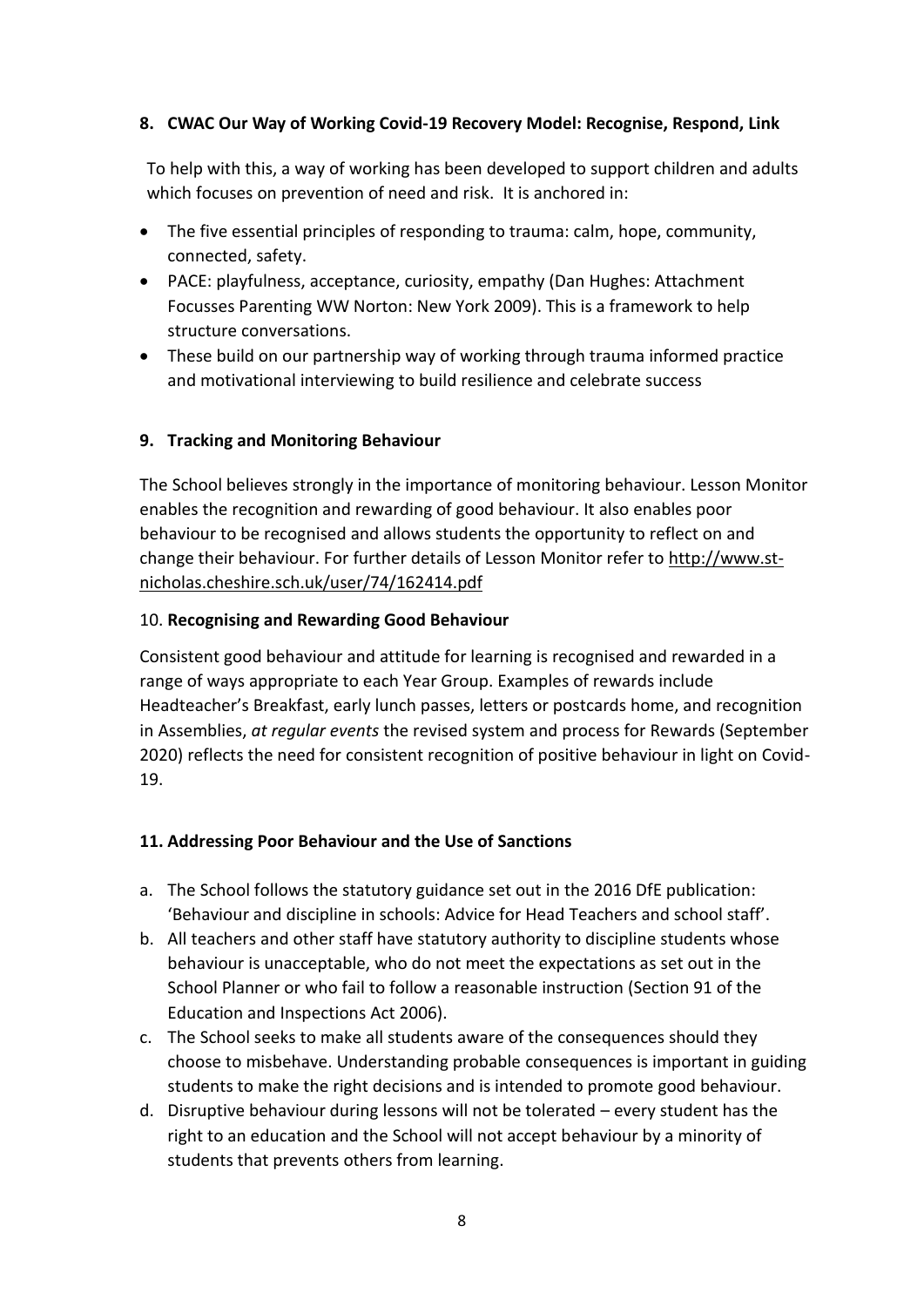**8. CWAC Our Way of Working Covid-19 Recovery Model: Recognise, Respond, Link**

To help with this, a way of working has been developed to support children and adults which focuses on prevention of need and risk. It is anchored in:

- The five essential principles of responding to trauma: calm, hope, community, connected, safety.
- PACE: playfulness, acceptance, curiosity, empathy (Dan Hughes: Attachment Focusses Parenting WW Norton: New York 2009). This is a framework to help structure conversations.
- These build on our partnership way of working through trauma informed practice and motivational interviewing to build resilience and celebrate success

**9. Tracking and Monitoring Behaviour**

The School believes strongly in the importance of monitoring behaviour. Lesson Monitor enables the recognition and rewarding of good behaviour. It also enables poor behaviour to be recognised and allows students the opportunity to reflect on and change their behaviour. For further details of Lesson Monitor refer to http://www.st-nicholas.cheshire.sch.uk/user/74/162414.pdf

10. **Recognising and Rewarding Good Behaviour**

Consistent good behaviour and attitude for learning is recognised and rewarded in a range of ways appropriate to each Year Group. Examples of rewards include Headteacher's Breakfast, early lunch passes, letters or postcards home, and recognition in Assemblies, *at regular events* the revised system and process for Rewards (September 2020) reflects the need for consistent recognition of positive behaviour in light on Covid-19.

**11. Addressing Poor Behaviour and the Use of Sanctions**

a. The School follows the statutory guidance set out in the 2016 DfE publication: 'Behaviour and discipline in schools: Advice for Head Teachers and school staff'.
b. All teachers and other staff have statutory authority to discipline students whose behaviour is unacceptable, who do not meet the expectations as set out in the School Planner or who fail to follow a reasonable instruction (Section 91 of the Education and Inspections Act 2006).
c. The School seeks to make all students aware of the consequences should they choose to misbehave. Understanding probable consequences is important in guiding students to make the right decisions and is intended to promote good behaviour.
d. Disruptive behaviour during lessons will not be tolerated – every student has the right to an education and the School will not accept behaviour by a minority of students that prevents others from learning.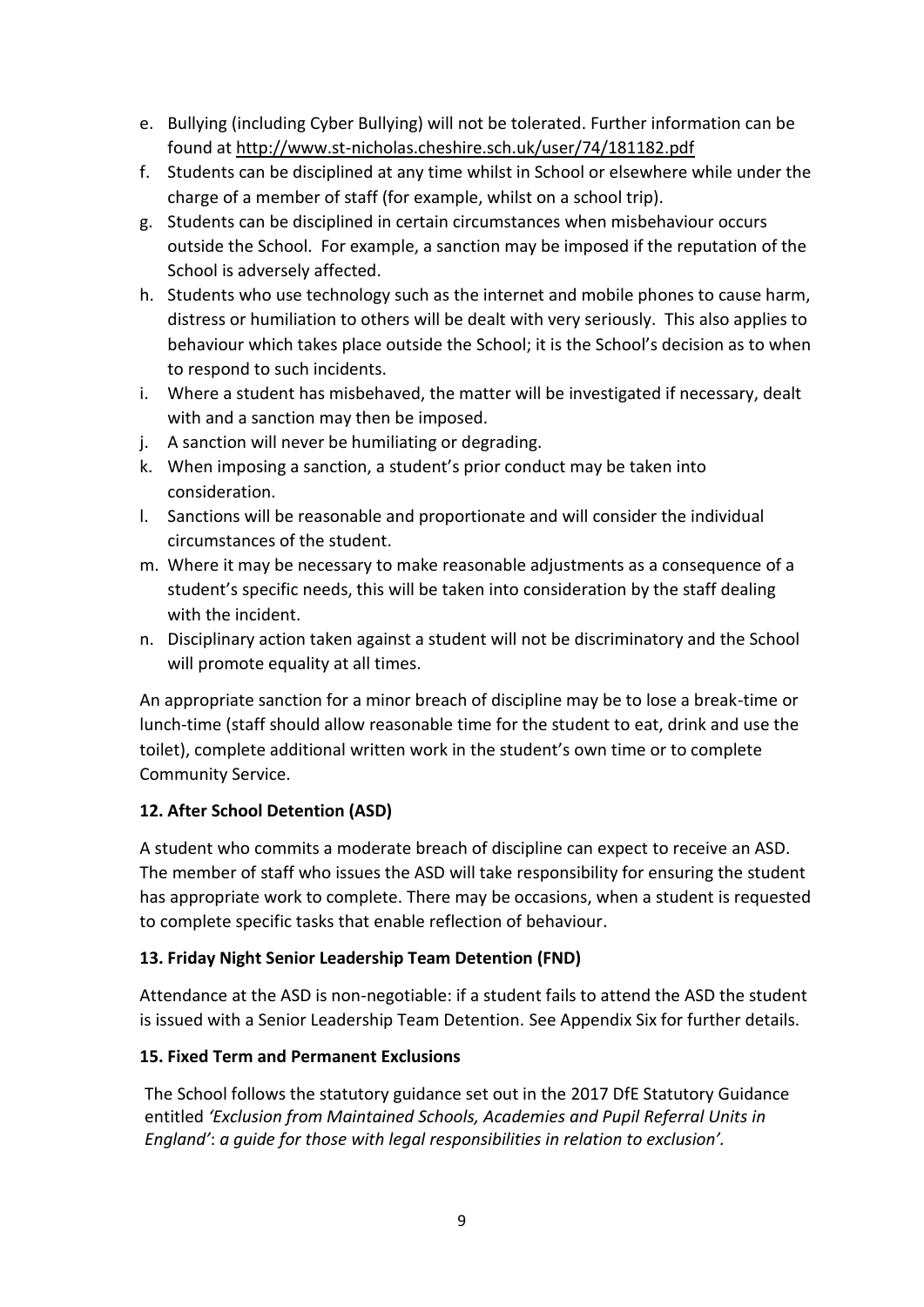e. Bullying (including Cyber Bullying) will not be tolerated. Further information can be found at http://www.st-nicholas.cheshire.sch.uk/user/74/181182.pdf
f. Students can be disciplined at any time whilst in School or elsewhere while under the charge of a member of staff (for example, whilst on a school trip).
g. Students can be disciplined in certain circumstances when misbehaviour occurs outside the School. For example, a sanction may be imposed if the reputation of the School is adversely affected.
h. Students who use technology such as the internet and mobile phones to cause harm, distress or humiliation to others will be dealt with very seriously. This also applies to behaviour which takes place outside the School; it is the School's decision as to when to respond to such incidents.
i. Where a student has misbehaved, the matter will be investigated if necessary, dealt with and a sanction may then be imposed.
j. A sanction will never be humiliating or degrading.
k. When imposing a sanction, a student's prior conduct may be taken into consideration.
l. Sanctions will be reasonable and proportionate and will consider the individual circumstances of the student.
m. Where it may be necessary to make reasonable adjustments as a consequence of a student's specific needs, this will be taken into consideration by the staff dealing with the incident.
n. Disciplinary action taken against a student will not be discriminatory and the School will promote equality at all times.

An appropriate sanction for a minor breach of discipline may be to lose a break-time or lunch-time (staff should allow reasonable time for the student to eat, drink and use the toilet), complete additional written work in the student's own time or to complete Community Service.

**12. After School Detention (ASD)**

A student who commits a moderate breach of discipline can expect to receive an ASD. The member of staff who issues the ASD will take responsibility for ensuring the student has appropriate work to complete. There may be occasions, when a student is requested to complete specific tasks that enable reflection of behaviour.

**13. Friday Night Senior Leadership Team Detention (FND)**

Attendance at the ASD is non-negotiable: if a student fails to attend the ASD the student is issued with a Senior Leadership Team Detention. See Appendix Six for further details.

**15. Fixed Term and Permanent Exclusions**

The School follows the statutory guidance set out in the 2017 DfE Statutory Guidance entitled *'Exclusion from Maintained Schools, Academies and Pupil Referral Units in England'*: *a guide for those with legal responsibilities in relation to exclusion'.*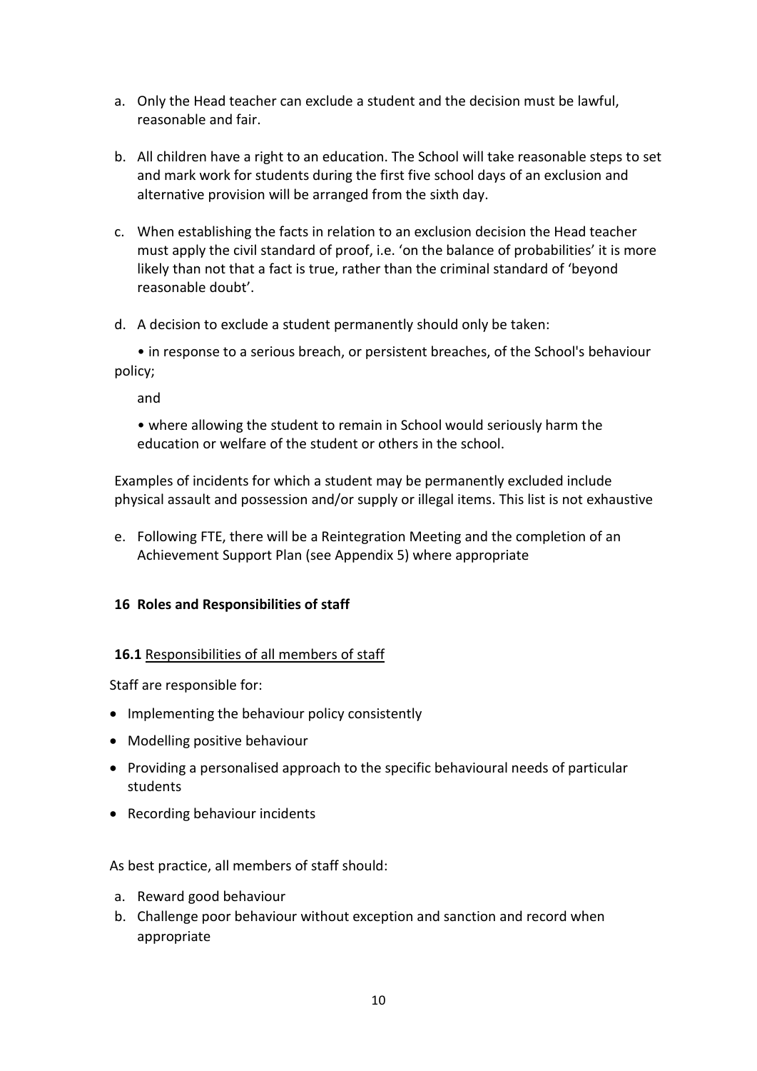a. Only the Head teacher can exclude a student and the decision must be lawful, reasonable and fair.

b. All children have a right to an education. The School will take reasonable steps to set and mark work for students during the first five school days of an exclusion and alternative provision will be arranged from the sixth day.

c. When establishing the facts in relation to an exclusion decision the Head teacher must apply the civil standard of proof, i.e. 'on the balance of probabilities' it is more likely than not that a fact is true, rather than the criminal standard of 'beyond reasonable doubt'.

d. A decision to exclude a student permanently should only be taken:

   • in response to a serious breach, or persistent breaches, of the School's behaviour policy;

   and

   • where allowing the student to remain in School would seriously harm the education or welfare of the student or others in the school.

Examples of incidents for which a student may be permanently excluded include physical assault and possession and/or supply or illegal items. This list is not exhaustive

e. Following FTE, there will be a Reintegration Meeting and the completion of an Achievement Support Plan (see Appendix 5) where appropriate

## 16 Roles and Responsibilities of staff

### 16.1 Responsibilities of all members of staff

Staff are responsible for:

- Implementing the behaviour policy consistently
- Modelling positive behaviour
- Providing a personalised approach to the specific behavioural needs of particular students
- Recording behaviour incidents

As best practice, all members of staff should:

a. Reward good behaviour
b. Challenge poor behaviour without exception and sanction and record when appropriate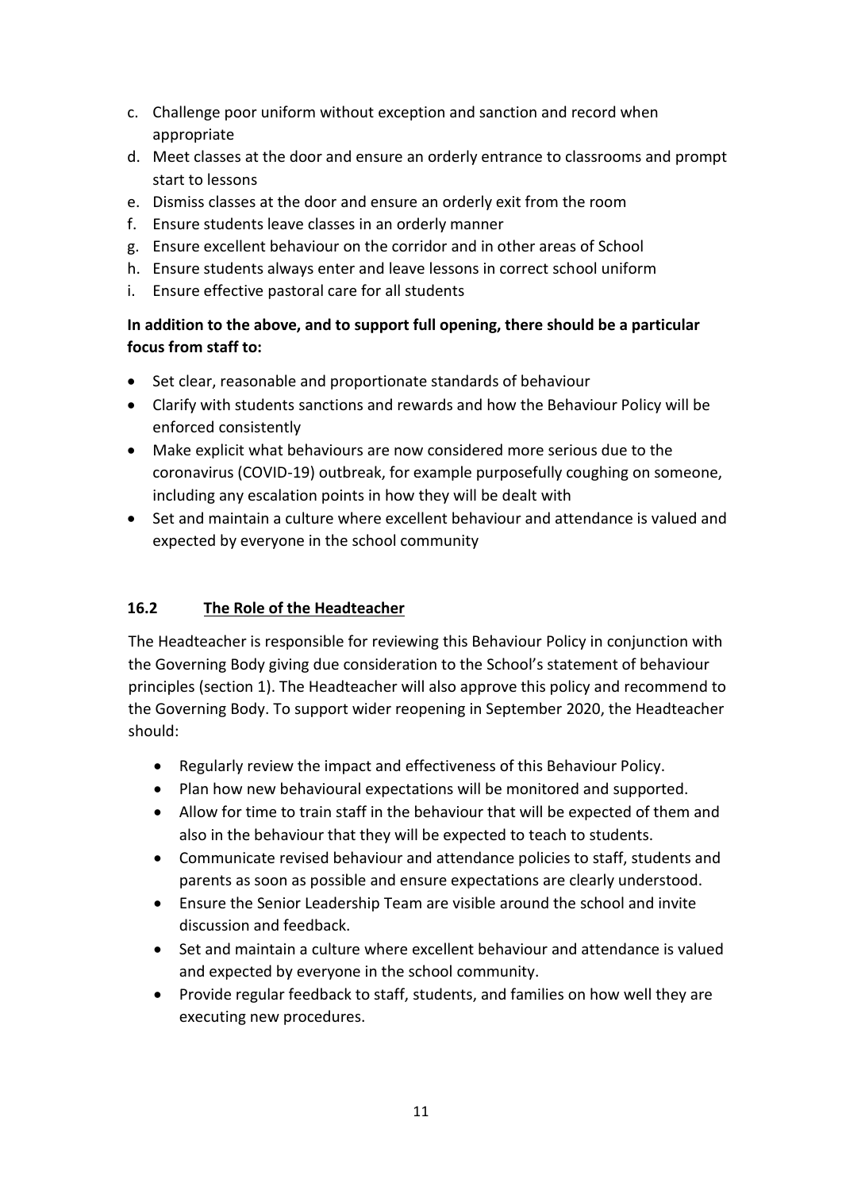c. Challenge poor uniform without exception and sanction and record when appropriate
d. Meet classes at the door and ensure an orderly entrance to classrooms and prompt start to lessons
e. Dismiss classes at the door and ensure an orderly exit from the room
f. Ensure students leave classes in an orderly manner
g. Ensure excellent behaviour on the corridor and in other areas of School
h. Ensure students always enter and leave lessons in correct school uniform
i. Ensure effective pastoral care for all students

**In addition to the above, and to support full opening, there should be a particular focus from staff to:**

- Set clear, reasonable and proportionate standards of behaviour
- Clarify with students sanctions and rewards and how the Behaviour Policy will be enforced consistently
- Make explicit what behaviours are now considered more serious due to the coronavirus (COVID-19) outbreak, for example purposefully coughing on someone, including any escalation points in how they will be dealt with
- Set and maintain a culture where excellent behaviour and attendance is valued and expected by everyone in the school community

### 16.2 The Role of the Headteacher

The Headteacher is responsible for reviewing this Behaviour Policy in conjunction with the Governing Body giving due consideration to the School's statement of behaviour principles (section 1). The Headteacher will also approve this policy and recommend to the Governing Body. To support wider reopening in September 2020, the Headteacher should:

- Regularly review the impact and effectiveness of this Behaviour Policy.
- Plan how new behavioural expectations will be monitored and supported.
- Allow for time to train staff in the behaviour that will be expected of them and also in the behaviour that they will be expected to teach to students.
- Communicate revised behaviour and attendance policies to staff, students and parents as soon as possible and ensure expectations are clearly understood.
- Ensure the Senior Leadership Team are visible around the school and invite discussion and feedback.
- Set and maintain a culture where excellent behaviour and attendance is valued and expected by everyone in the school community.
- Provide regular feedback to staff, students, and families on how well they are executing new procedures.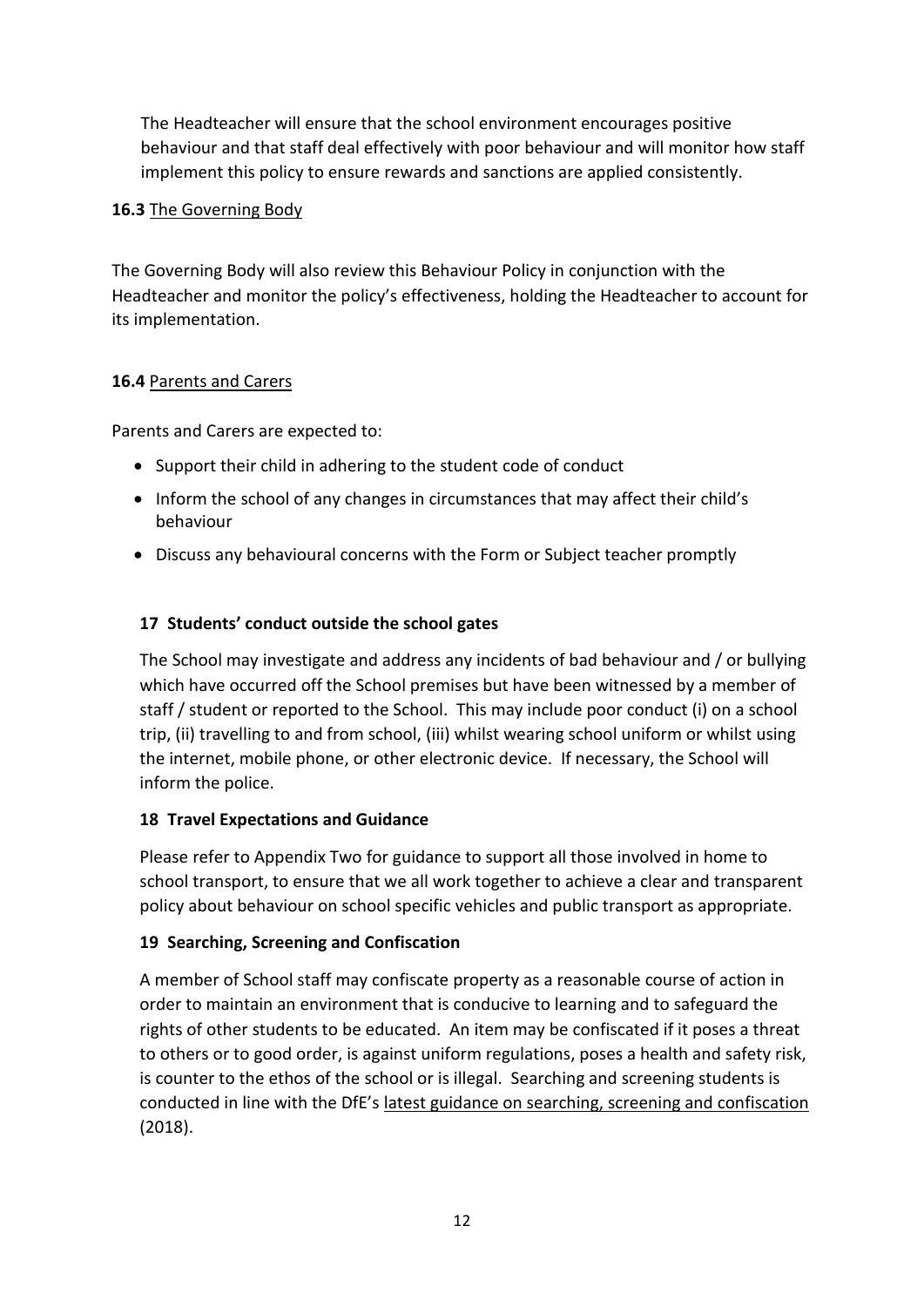The Headteacher will ensure that the school environment encourages positive behaviour and that staff deal effectively with poor behaviour and will monitor how staff implement this policy to ensure rewards and sanctions are applied consistently.

**16.3** The Governing Body

The Governing Body will also review this Behaviour Policy in conjunction with the Headteacher and monitor the policy's effectiveness, holding the Headteacher to account for its implementation.

**16.4** Parents and Carers

Parents and Carers are expected to:

- Support their child in adhering to the student code of conduct
- Inform the school of any changes in circumstances that may affect their child's behaviour
- Discuss any behavioural concerns with the Form or Subject teacher promptly

## 17 Students' conduct outside the school gates

The School may investigate and address any incidents of bad behaviour and / or bullying which have occurred off the School premises but have been witnessed by a member of staff / student or reported to the School. This may include poor conduct (i) on a school trip, (ii) travelling to and from school, (iii) whilst wearing school uniform or whilst using the internet, mobile phone, or other electronic device. If necessary, the School will inform the police.

## 18 Travel Expectations and Guidance

Please refer to Appendix Two for guidance to support all those involved in home to school transport, to ensure that we all work together to achieve a clear and transparent policy about behaviour on school specific vehicles and public transport as appropriate.

## 19 Searching, Screening and Confiscation

A member of School staff may confiscate property as a reasonable course of action in order to maintain an environment that is conducive to learning and to safeguard the rights of other students to be educated. An item may be confiscated if it poses a threat to others or to good order, is against uniform regulations, poses a health and safety risk, is counter to the ethos of the school or is illegal. Searching and screening students is conducted in line with the DfE's latest guidance on searching, screening and confiscation (2018).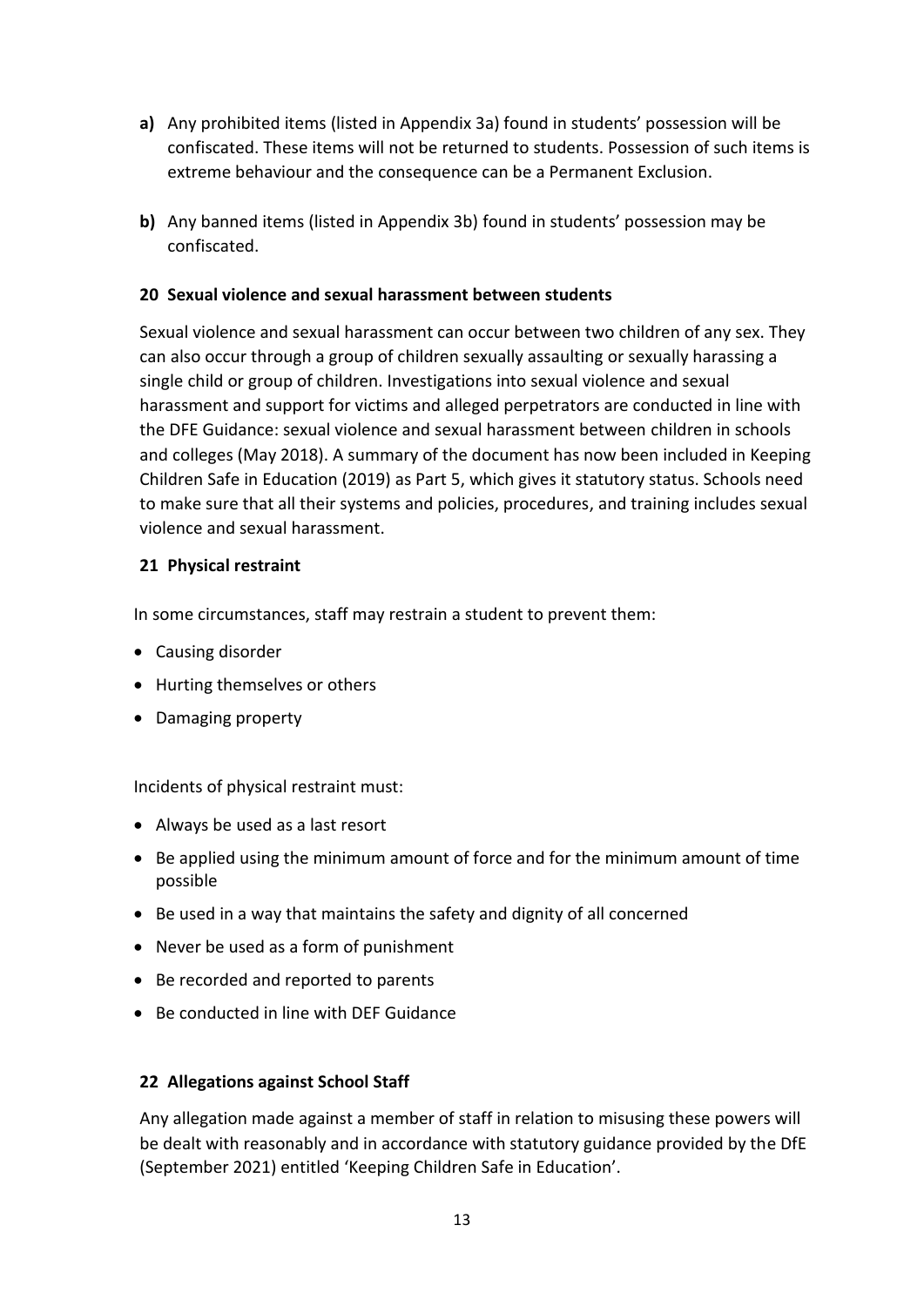**a)** Any prohibited items (listed in Appendix 3a) found in students' possession will be confiscated. These items will not be returned to students. Possession of such items is extreme behaviour and the consequence can be a Permanent Exclusion.

**b)** Any banned items (listed in Appendix 3b) found in students' possession may be confiscated.

## 20 Sexual violence and sexual harassment between students

Sexual violence and sexual harassment can occur between two children of any sex. They can also occur through a group of children sexually assaulting or sexually harassing a single child or group of children. Investigations into sexual violence and sexual harassment and support for victims and alleged perpetrators are conducted in line with the DFE Guidance: sexual violence and sexual harassment between children in schools and colleges (May 2018). A summary of the document has now been included in Keeping Children Safe in Education (2019) as Part 5, which gives it statutory status. Schools need to make sure that all their systems and policies, procedures, and training includes sexual violence and sexual harassment.

## 21 Physical restraint

In some circumstances, staff may restrain a student to prevent them:

- Causing disorder
- Hurting themselves or others
- Damaging property

Incidents of physical restraint must:

- Always be used as a last resort
- Be applied using the minimum amount of force and for the minimum amount of time possible
- Be used in a way that maintains the safety and dignity of all concerned
- Never be used as a form of punishment
- Be recorded and reported to parents
- Be conducted in line with DEF Guidance

## 22 Allegations against School Staff

Any allegation made against a member of staff in relation to misusing these powers will be dealt with reasonably and in accordance with statutory guidance provided by the DfE (September 2021) entitled 'Keeping Children Safe in Education'.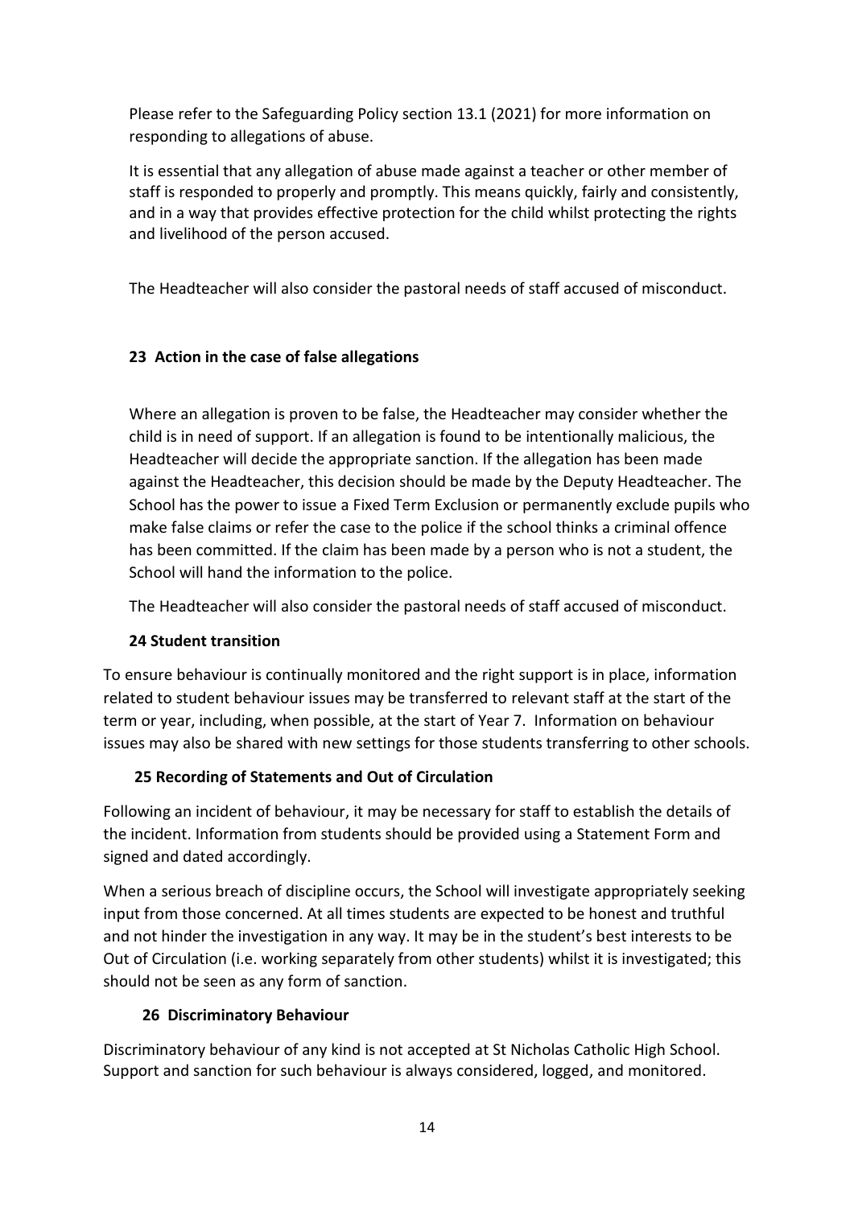Please refer to the Safeguarding Policy section 13.1 (2021) for more information on responding to allegations of abuse.

It is essential that any allegation of abuse made against a teacher or other member of staff is responded to properly and promptly. This means quickly, fairly and consistently, and in a way that provides effective protection for the child whilst protecting the rights and livelihood of the person accused.

The Headteacher will also consider the pastoral needs of staff accused of misconduct.

## 23 Action in the case of false allegations

Where an allegation is proven to be false, the Headteacher may consider whether the child is in need of support. If an allegation is found to be intentionally malicious, the Headteacher will decide the appropriate sanction. If the allegation has been made against the Headteacher, this decision should be made by the Deputy Headteacher. The School has the power to issue a Fixed Term Exclusion or permanently exclude pupils who make false claims or refer the case to the police if the school thinks a criminal offence has been committed. If the claim has been made by a person who is not a student, the School will hand the information to the police.

The Headteacher will also consider the pastoral needs of staff accused of misconduct.

## 24 Student transition

To ensure behaviour is continually monitored and the right support is in place, information related to student behaviour issues may be transferred to relevant staff at the start of the term or year, including, when possible, at the start of Year 7. Information on behaviour issues may also be shared with new settings for those students transferring to other schools.

## 25 Recording of Statements and Out of Circulation

Following an incident of behaviour, it may be necessary for staff to establish the details of the incident. Information from students should be provided using a Statement Form and signed and dated accordingly.

When a serious breach of discipline occurs, the School will investigate appropriately seeking input from those concerned. At all times students are expected to be honest and truthful and not hinder the investigation in any way. It may be in the student's best interests to be Out of Circulation (i.e. working separately from other students) whilst it is investigated; this should not be seen as any form of sanction.

## 26 Discriminatory Behaviour

Discriminatory behaviour of any kind is not accepted at St Nicholas Catholic High School. Support and sanction for such behaviour is always considered, logged, and monitored.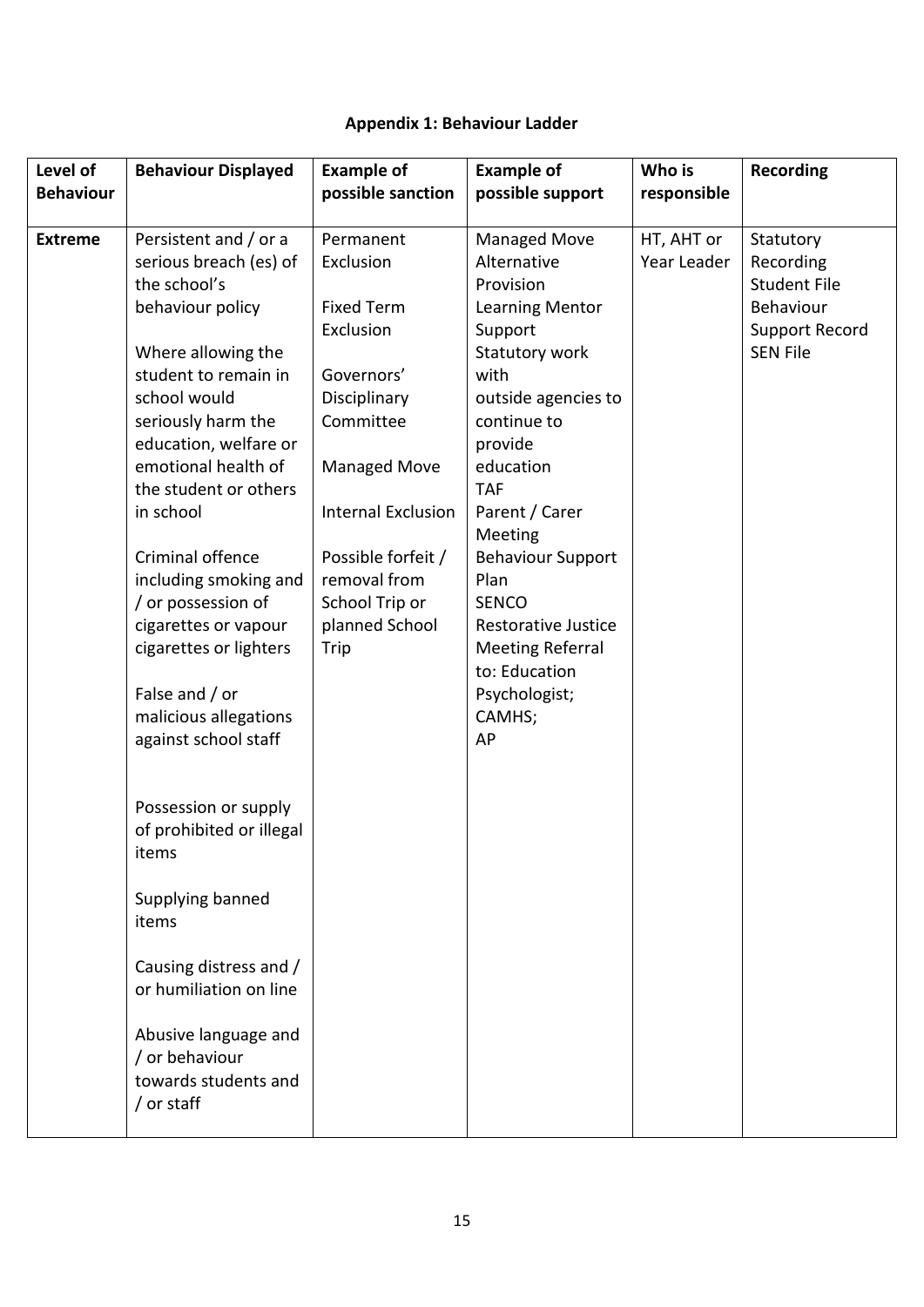**Appendix 1: Behaviour Ladder**

| Level of Behaviour | Behaviour Displayed | Example of possible sanction | Example of possible support | Who is responsible | Recording |
|---|---|---|---|---|---|
| **Extreme** | Persistent and / or a serious breach (es) of the school's behaviour policy<br><br>Where allowing the student to remain in school would seriously harm the education, welfare or emotional health of the student or others in school<br><br>Criminal offence including smoking and / or possession of cigarettes or vapour cigarettes or lighters<br><br>False and / or malicious allegations against school staff<br><br>Possession or supply of prohibited or illegal items<br><br>Supplying banned items<br><br>Causing distress and / or humiliation on line<br><br>Abusive language and / or behaviour towards students and / or staff | Permanent Exclusion<br><br>Fixed Term Exclusion<br><br>Governors' Disciplinary Committee<br><br>Managed Move<br><br>Internal Exclusion<br><br>Possible forfeit / removal from School Trip or planned School Trip | Managed Move<br>Alternative Provision<br>Learning Mentor Support<br>Statutory work with outside agencies to continue to provide education<br>TAF<br>Parent / Carer Meeting<br>Behaviour Support Plan<br>SENCO<br>Restorative Justice Meeting Referral to: Education Psychologist; CAMHS; AP | HT, AHT or Year Leader | Statutory Recording<br>Student File<br>Behaviour Support Record<br>SEN File |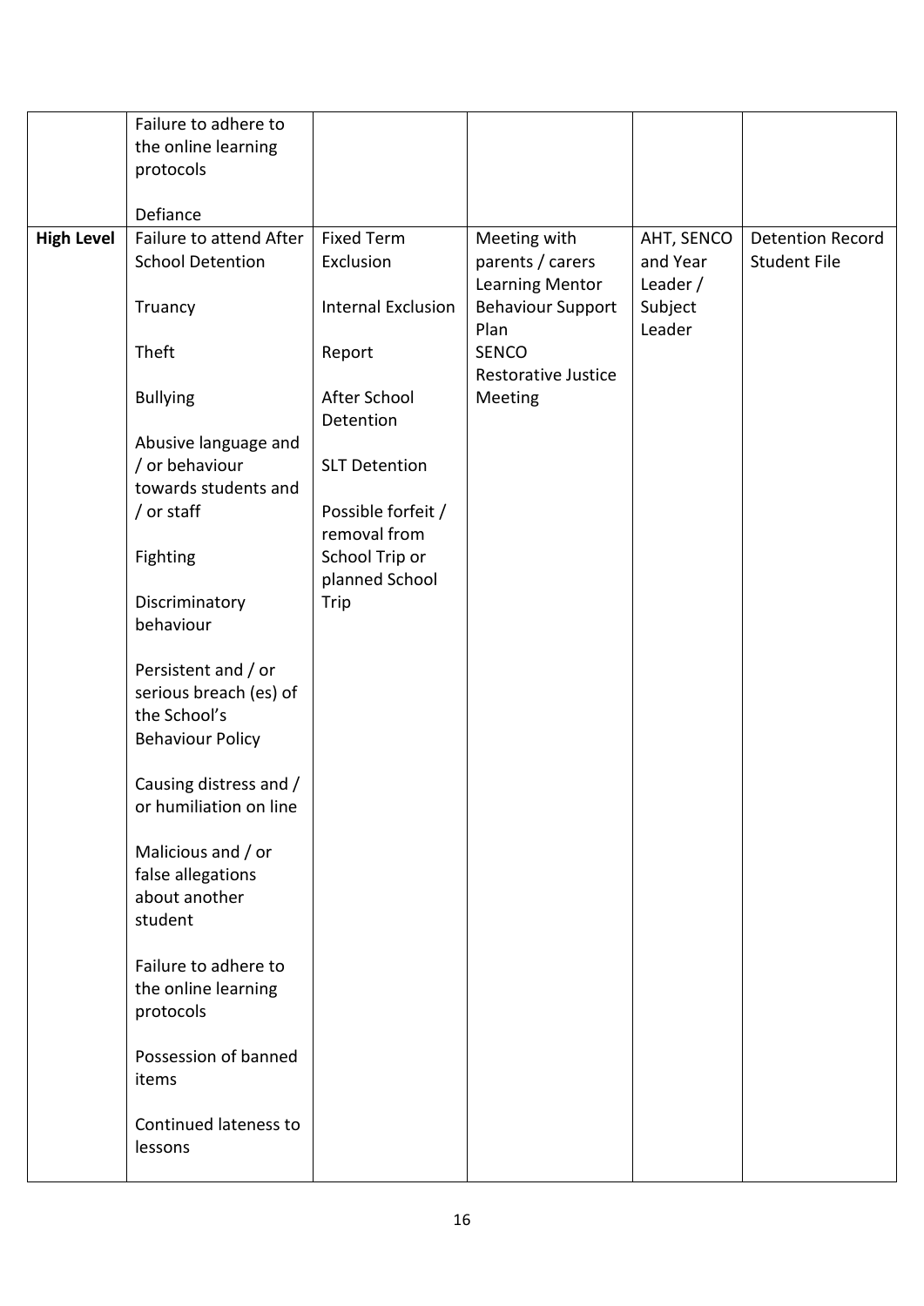| | | | | | |
|---|---|---|---|---|---|
| | Failure to adhere to the online learning protocols<br><br>Defiance | | | | |
| **High Level** | Failure to attend After School Detention<br><br>Truancy<br><br>Theft<br><br>Bullying<br><br>Abusive language and / or behaviour towards students and / or staff<br><br>Fighting<br><br>Discriminatory behaviour<br><br>Persistent and / or serious breach (es) of the School's Behaviour Policy<br><br>Causing distress and / or humiliation on line<br><br>Malicious and / or false allegations about another student<br><br>Failure to adhere to the online learning protocols<br><br>Possession of banned items<br><br>Continued lateness to lessons | Fixed Term Exclusion<br><br>Internal Exclusion<br><br>Report<br><br>After School Detention<br><br>SLT Detention<br><br>Possible forfeit / removal from School Trip or planned School Trip | Meeting with parents / carers<br>Learning Mentor<br>Behaviour Support Plan<br>SENCO<br>Restorative Justice Meeting | AHT, SENCO and Year Leader / Subject Leader | Detention Record<br>Student File |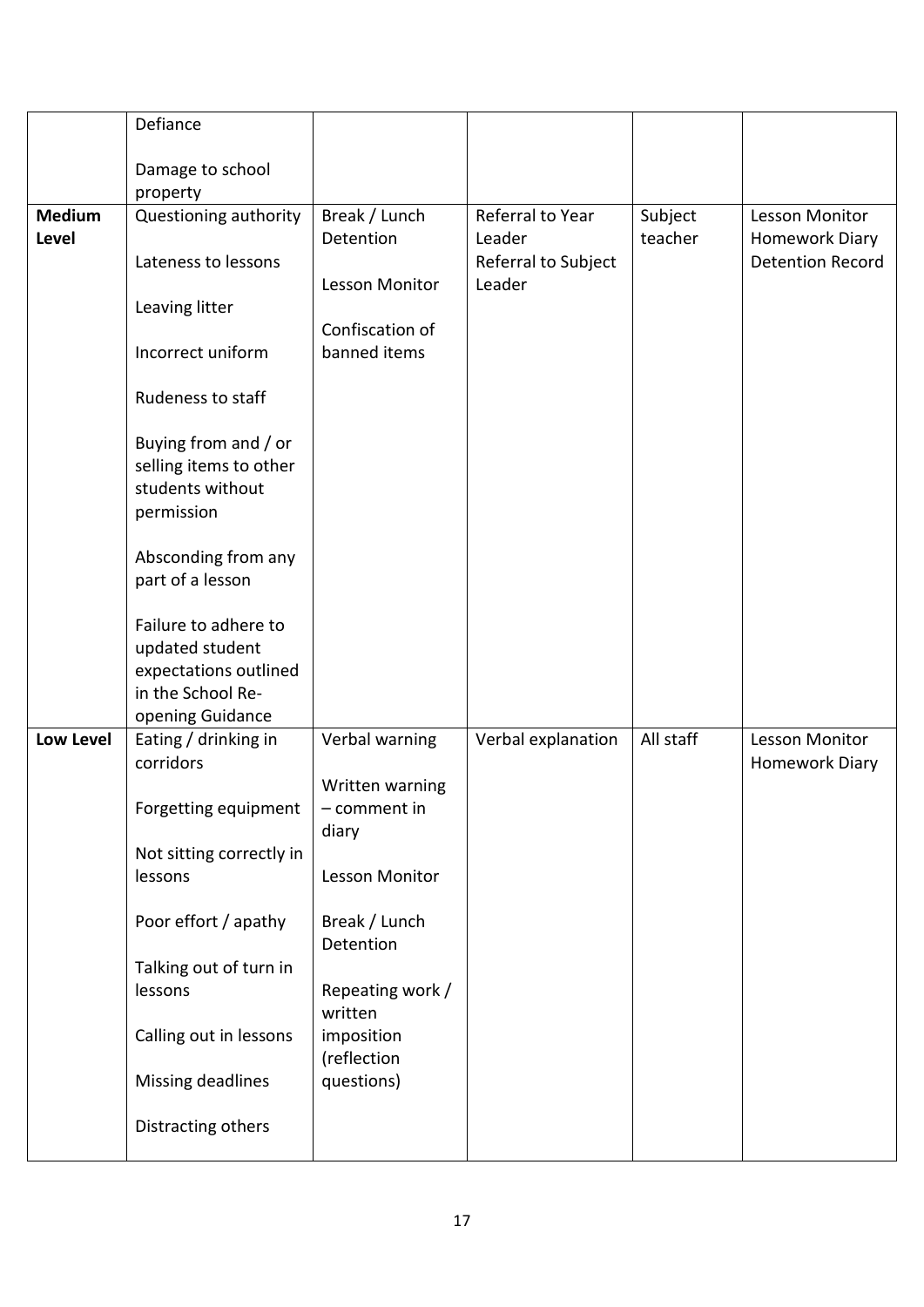| | | | | | |
|---|---|---|---|---|---|
| | Defiance<br><br>Damage to school property | | | | |
| **Medium Level** | Questioning authority<br><br>Lateness to lessons<br><br>Leaving litter<br><br>Incorrect uniform<br><br>Rudeness to staff<br><br>Buying from and / or selling items to other students without permission<br><br>Absconding from any part of a lesson<br><br>Failure to adhere to updated student expectations outlined in the School Re-opening Guidance | Break / Lunch Detention<br><br>Lesson Monitor<br><br>Confiscation of banned items | Referral to Year Leader<br>Referral to Subject Leader | Subject teacher | Lesson Monitor<br>Homework Diary<br>Detention Record |
| **Low Level** | Eating / drinking in corridors<br><br>Forgetting equipment<br><br>Not sitting correctly in lessons<br><br>Poor effort / apathy<br><br>Talking out of turn in lessons<br><br>Calling out in lessons<br><br>Missing deadlines<br><br>Distracting others | Verbal warning<br><br>Written warning – comment in diary<br><br>Lesson Monitor<br><br>Break / Lunch Detention<br><br>Repeating work / written imposition (reflection questions) | Verbal explanation | All staff | Lesson Monitor<br>Homework Diary |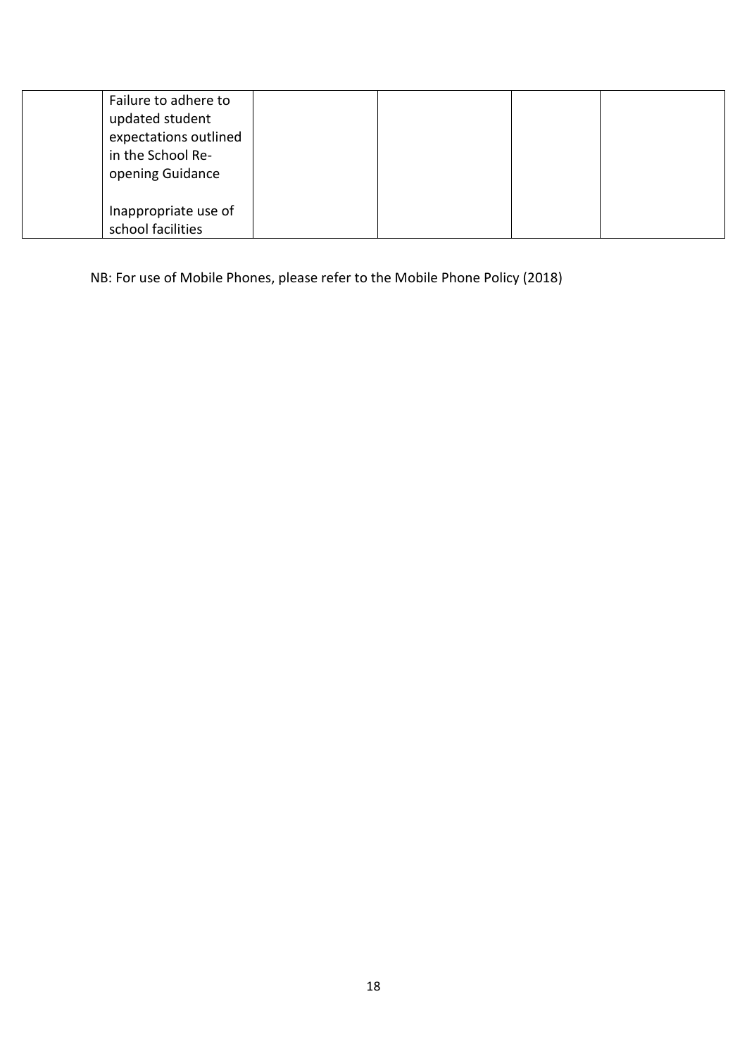| | | | | | |
|---|---|---|---|---|---|
| | Failure to adhere to updated student expectations outlined in the School Re-opening Guidance<br><br>Inappropriate use of school facilities | | | | |

NB: For use of Mobile Phones, please refer to the Mobile Phone Policy (2018)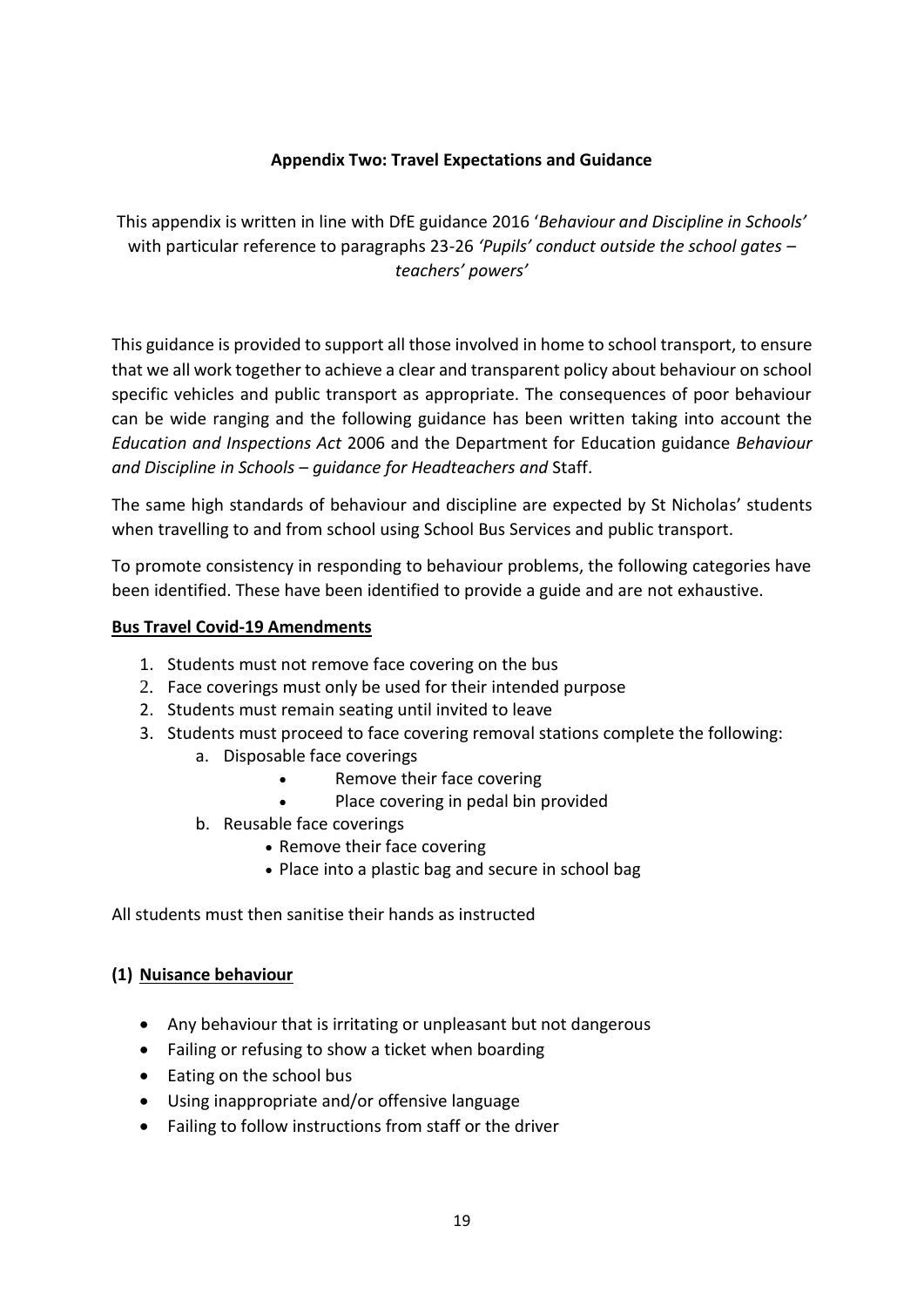### Appendix Two: Travel Expectations and Guidance

This appendix is written in line with DfE guidance 2016 '*Behaviour and Discipline in Schools'* with particular reference to paragraphs 23-26 *'Pupils' conduct outside the school gates – teachers' powers'*

This guidance is provided to support all those involved in home to school transport, to ensure that we all work together to achieve a clear and transparent policy about behaviour on school specific vehicles and public transport as appropriate. The consequences of poor behaviour can be wide ranging and the following guidance has been written taking into account the *Education and Inspections Act* 2006 and the Department for Education guidance *Behaviour and Discipline in Schools – guidance for Headteachers and* Staff.

The same high standards of behaviour and discipline are expected by St Nicholas' students when travelling to and from school using School Bus Services and public transport.

To promote consistency in responding to behaviour problems, the following categories have been identified. These have been identified to provide a guide and are not exhaustive.

**Bus Travel Covid-19 Amendments**

1. Students must not remove face covering on the bus
2. Face coverings must only be used for their intended purpose
2. Students must remain seating until invited to leave
3. Students must proceed to face covering removal stations complete the following:
    a. Disposable face coverings
        - Remove their face covering
        - Place covering in pedal bin provided
    b. Reusable face coverings
        - Remove their face covering
        - Place into a plastic bag and secure in school bag

All students must then sanitise their hands as instructed

**(1) Nuisance behaviour**

- Any behaviour that is irritating or unpleasant but not dangerous
- Failing or refusing to show a ticket when boarding
- Eating on the school bus
- Using inappropriate and/or offensive language
- Failing to follow instructions from staff or the driver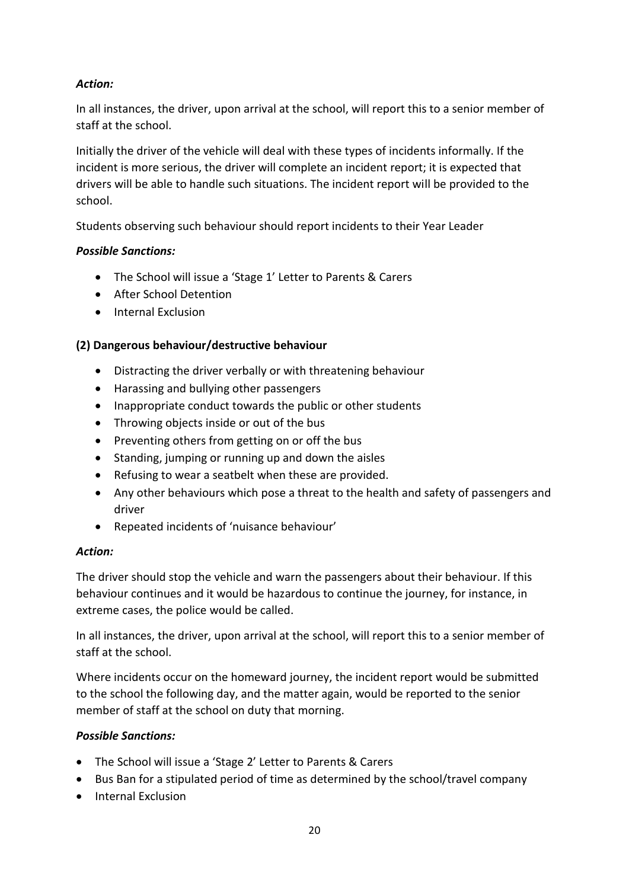***Action:***

In all instances, the driver, upon arrival at the school, will report this to a senior member of staff at the school.

Initially the driver of the vehicle will deal with these types of incidents informally. If the incident is more serious, the driver will complete an incident report; it is expected that drivers will be able to handle such situations. The incident report will be provided to the school.

Students observing such behaviour should report incidents to their Year Leader

***Possible Sanctions:***

- The School will issue a 'Stage 1' Letter to Parents & Carers
- After School Detention
- Internal Exclusion

**(2) Dangerous behaviour/destructive behaviour**

- Distracting the driver verbally or with threatening behaviour
- Harassing and bullying other passengers
- Inappropriate conduct towards the public or other students
- Throwing objects inside or out of the bus
- Preventing others from getting on or off the bus
- Standing, jumping or running up and down the aisles
- Refusing to wear a seatbelt when these are provided.
- Any other behaviours which pose a threat to the health and safety of passengers and driver
- Repeated incidents of 'nuisance behaviour'

***Action:***

The driver should stop the vehicle and warn the passengers about their behaviour. If this behaviour continues and it would be hazardous to continue the journey, for instance, in extreme cases, the police would be called.

In all instances, the driver, upon arrival at the school, will report this to a senior member of staff at the school.

Where incidents occur on the homeward journey, the incident report would be submitted to the school the following day, and the matter again, would be reported to the senior member of staff at the school on duty that morning.

***Possible Sanctions:***

- The School will issue a 'Stage 2' Letter to Parents & Carers
- Bus Ban for a stipulated period of time as determined by the school/travel company
- Internal Exclusion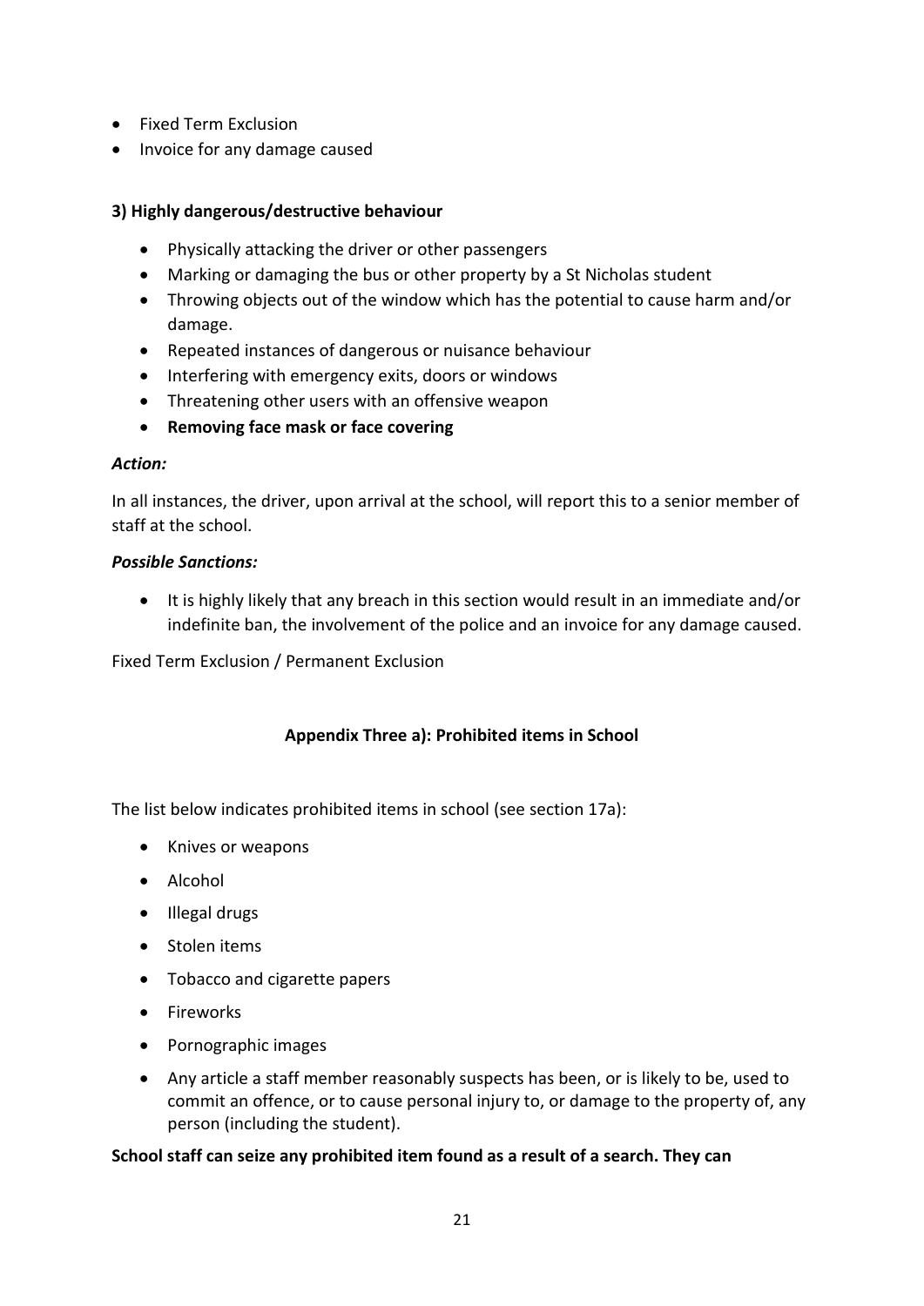- Fixed Term Exclusion
- Invoice for any damage caused

**3) Highly dangerous/destructive behaviour**

- Physically attacking the driver or other passengers
- Marking or damaging the bus or other property by a St Nicholas student
- Throwing objects out of the window which has the potential to cause harm and/or damage.
- Repeated instances of dangerous or nuisance behaviour
- Interfering with emergency exits, doors or windows
- Threatening other users with an offensive weapon
- **Removing face mask or face covering**

***Action:***

In all instances, the driver, upon arrival at the school, will report this to a senior member of staff at the school.

***Possible Sanctions:***

- It is highly likely that any breach in this section would result in an immediate and/or indefinite ban, the involvement of the police and an invoice for any damage caused.

Fixed Term Exclusion / Permanent Exclusion

**Appendix Three a): Prohibited items in School**

The list below indicates prohibited items in school (see section 17a):

- Knives or weapons
- Alcohol
- Illegal drugs
- Stolen items
- Tobacco and cigarette papers
- Fireworks
- Pornographic images
- Any article a staff member reasonably suspects has been, or is likely to be, used to commit an offence, or to cause personal injury to, or damage to the property of, any person (including the student).

**School staff can seize any prohibited item found as a result of a search. They can**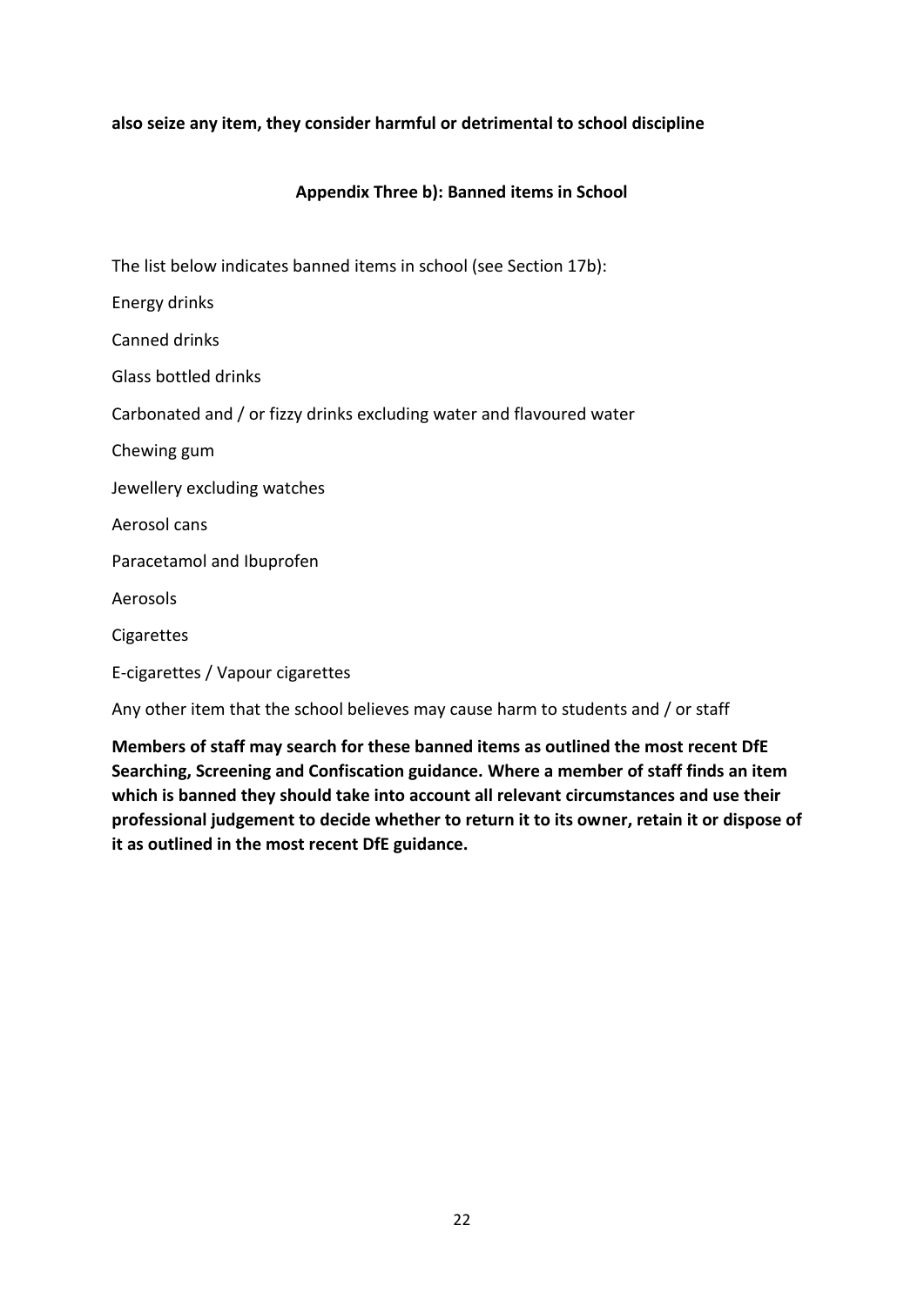**also seize any item, they consider harmful or detrimental to school discipline**

## Appendix Three b): Banned items in School

The list below indicates banned items in school (see Section 17b):

Energy drinks

Canned drinks

Glass bottled drinks

Carbonated and / or fizzy drinks excluding water and flavoured water

Chewing gum

Jewellery excluding watches

Aerosol cans

Paracetamol and Ibuprofen

Aerosols

Cigarettes

E-cigarettes / Vapour cigarettes

Any other item that the school believes may cause harm to students and / or staff

**Members of staff may search for these banned items as outlined the most recent DfE Searching, Screening and Confiscation guidance. Where a member of staff finds an item which is banned they should take into account all relevant circumstances and use their professional judgement to decide whether to return it to its owner, retain it or dispose of it as outlined in the most recent DfE guidance.**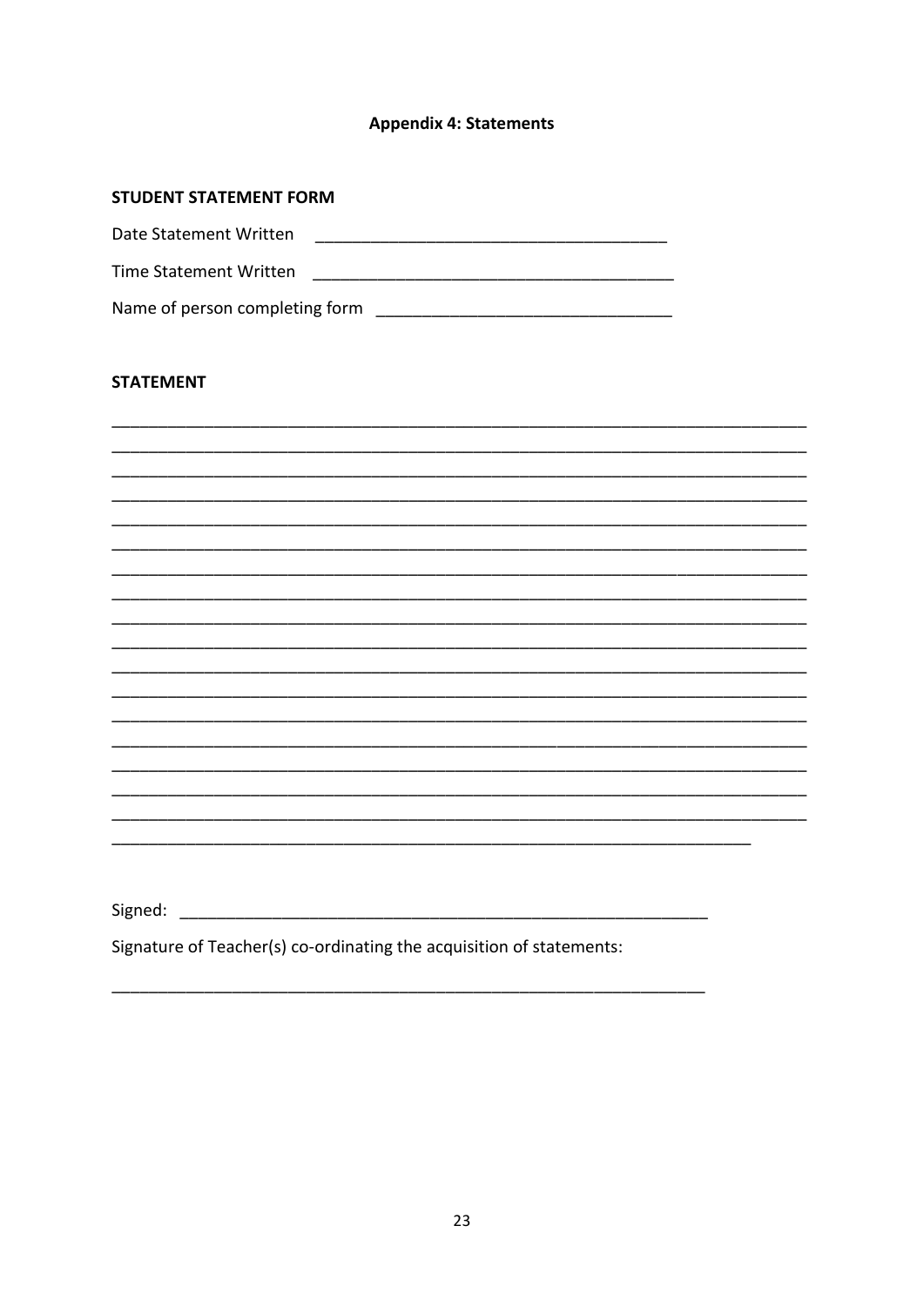# Appendix 4: Statements

## STUDENT STATEMENT FORM

Date Statement Written ______________________________________

Time Statement Written ______________________________________

Name of person completing form ______________________________

## STATEMENT

_____________________________________________________________________________

_____________________________________________________________________________

_____________________________________________________________________________

_____________________________________________________________________________

_____________________________________________________________________________

_____________________________________________________________________________

_____________________________________________________________________________

_____________________________________________________________________________

_____________________________________________________________________________

_____________________________________________________________________________

_____________________________________________________________________________

_____________________________________________________________________________

_____________________________________________________________________________

_____________________________________________________________________________

_____________________________________________________________________________

_____________________________________________________________________________

_____________________________________________________________________________

_______________________________________________________________________

Signed: ___________________________________________________________

Signature of Teacher(s) co-ordinating the acquisition of statements:

_________________________________________________________________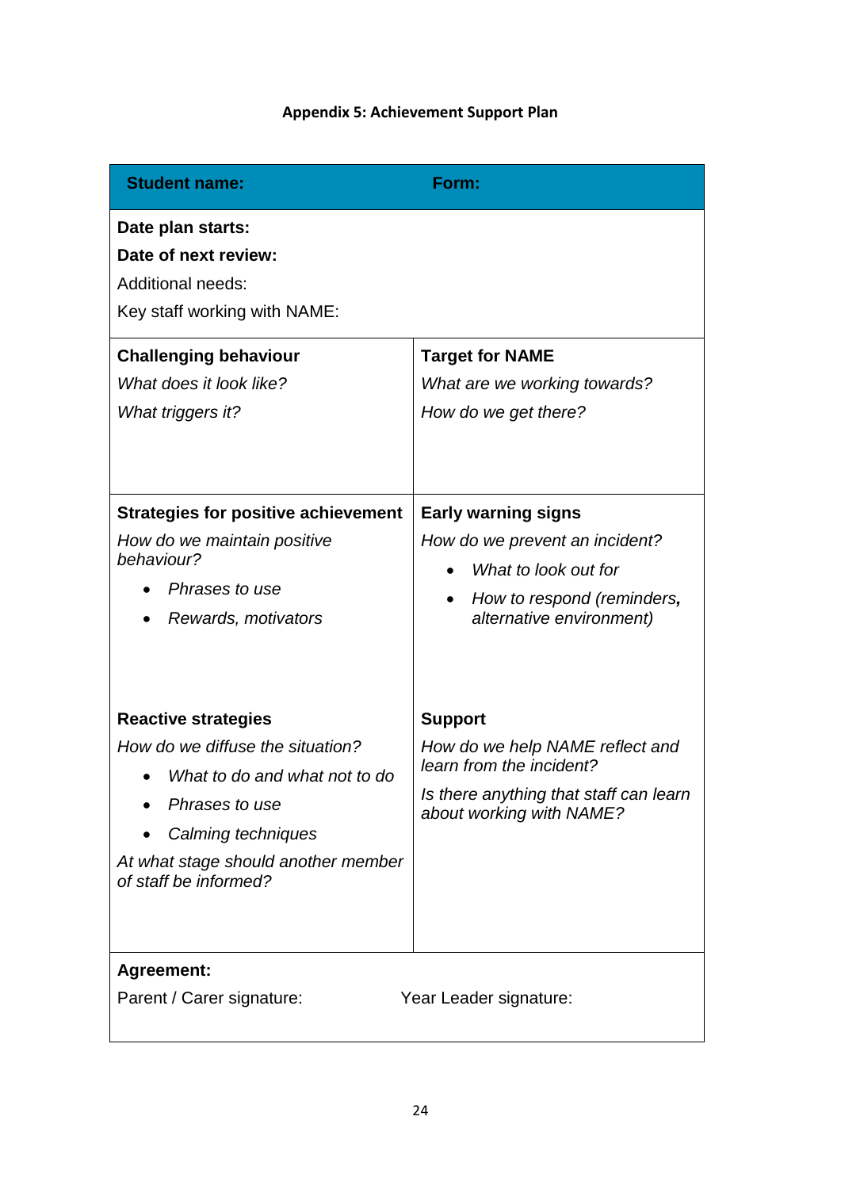**Appendix 5: Achievement Support Plan**

| **Student name:** | **Form:** |
|---|---|
| **Date plan starts:**<br>**Date of next review:**<br>Additional needs:<br>Key staff working with NAME: | |
| **Challenging behaviour**<br>*What does it look like?*<br>*What triggers it?* | **Target for NAME**<br>*What are we working towards?*<br>*How do we get there?* |
| **Strategies for positive achievement**<br>*How do we maintain positive behaviour?*<br>• *Phrases to use*<br>• *Rewards, motivators* | **Early warning signs**<br>*How do we prevent an incident?*<br>• *What to look out for*<br>• *How to respond (reminders, alternative environment)* |
| **Reactive strategies**<br>*How do we diffuse the situation?*<br>• *What to do and what not to do*<br>• *Phrases to use*<br>• *Calming techniques*<br>*At what stage should another member of staff be informed?* | **Support**<br>*How do we help NAME reflect and learn from the incident?*<br>*Is there anything that staff can learn about working with NAME?* |
| **Agreement:**<br>Parent / Carer signature: | Year Leader signature: |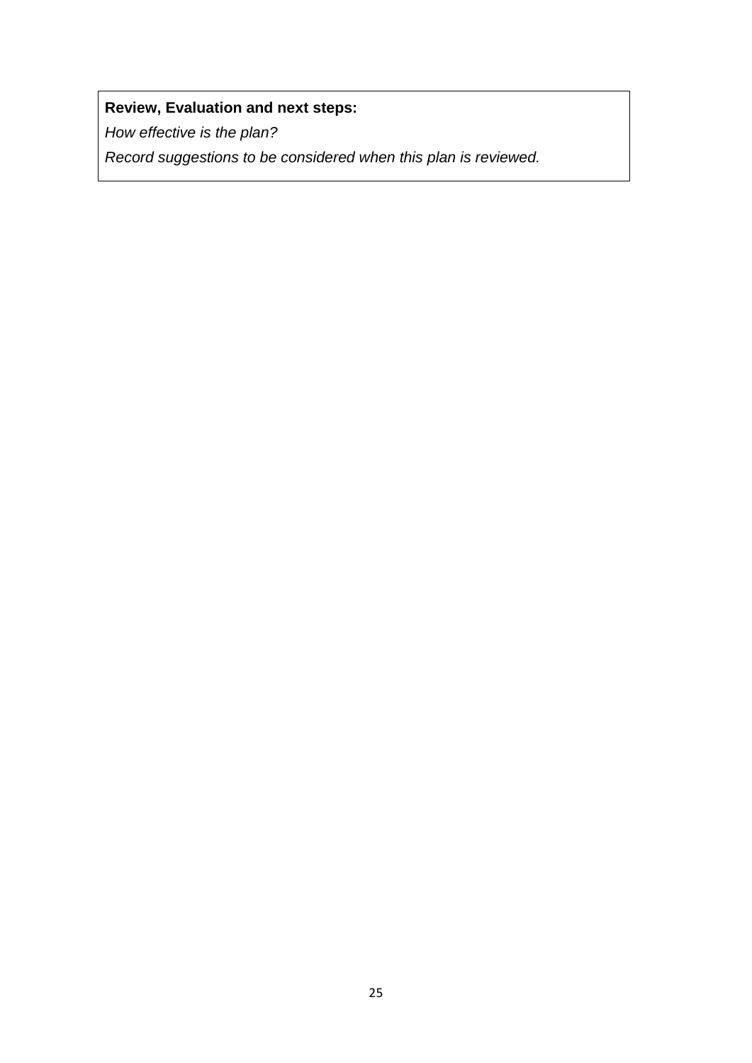**Review, Evaluation and next steps:**

*How effective is the plan?*

*Record suggestions to be considered when this plan is reviewed.*